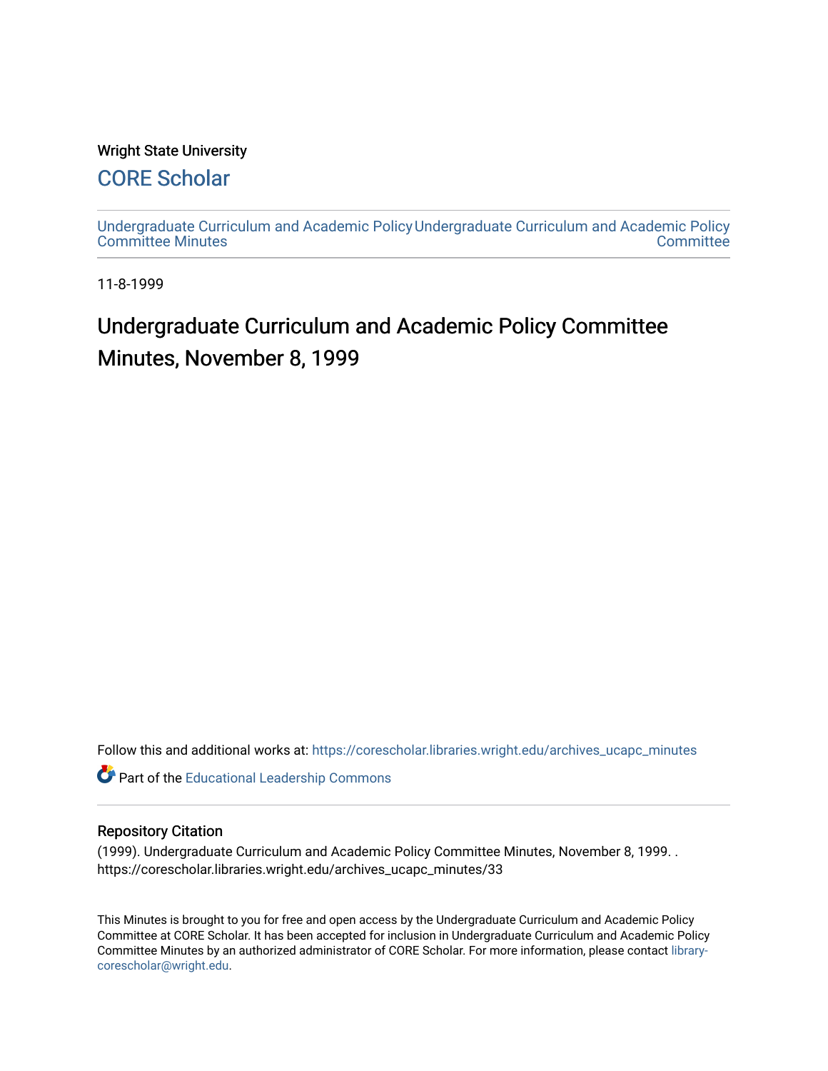Wright State University

# CORE Scholar

Undergraduate Curriculum and Academic Policy Committee Minutes

Undergraduate Curriculum and Academic Policy Committee

11-8-1999

# Undergraduate Curriculum and Academic Policy Committee Minutes, November 8, 1999

Follow this and additional works at: https://corescholar.libraries.wright.edu/archives_ucapc_minutes

Part of the Educational Leadership Commons

## Repository Citation

(1999). Undergraduate Curriculum and Academic Policy Committee Minutes, November 8, 1999. . https://corescholar.libraries.wright.edu/archives_ucapc_minutes/33

This Minutes is brought to you for free and open access by the Undergraduate Curriculum and Academic Policy Committee at CORE Scholar. It has been accepted for inclusion in Undergraduate Curriculum and Academic Policy Committee Minutes by an authorized administrator of CORE Scholar. For more information, please contact library-corescholar@wright.edu.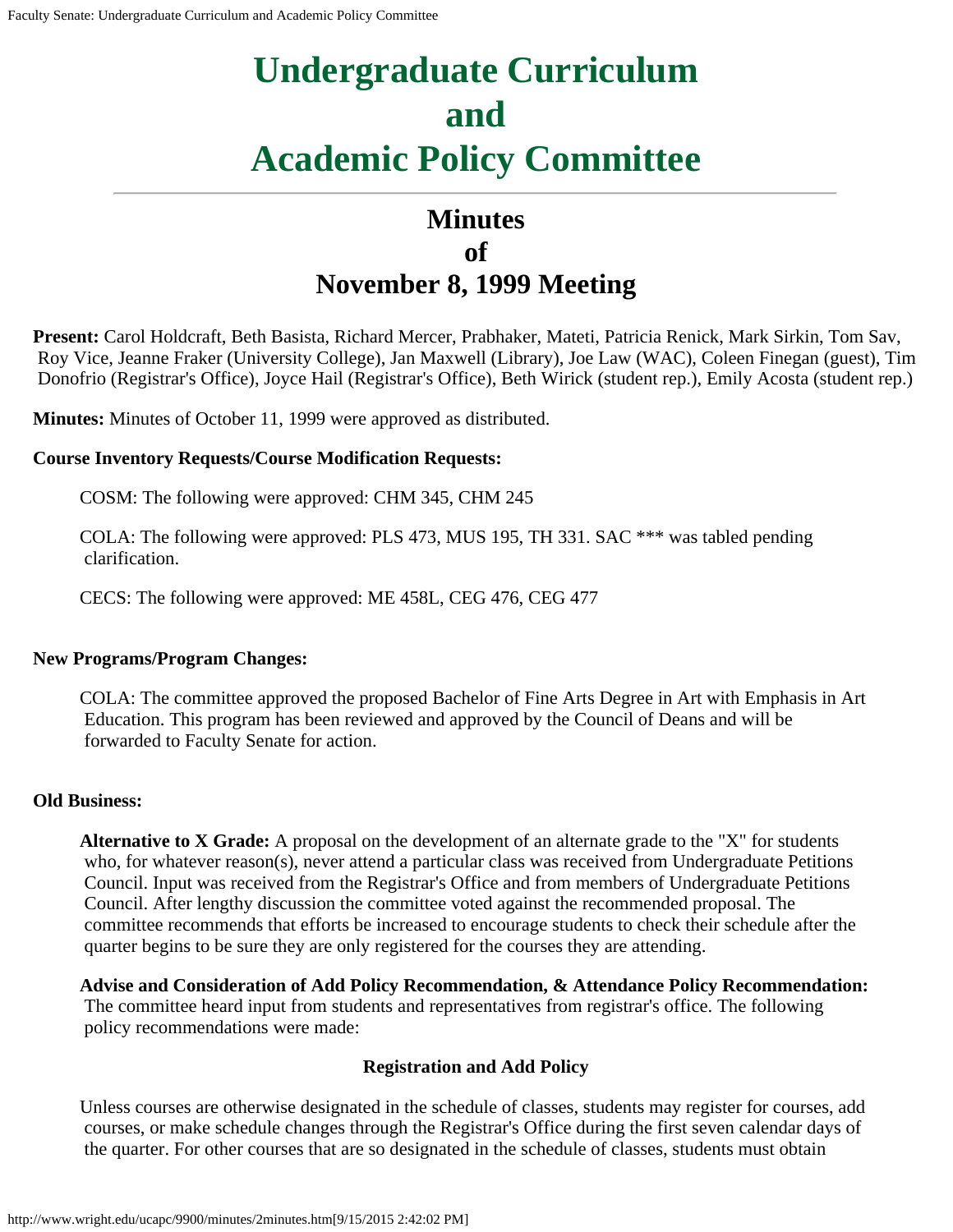# Undergraduate Curriculum and Academic Policy Committee

## Minutes of November 8, 1999 Meeting

**Present:** Carol Holdcraft, Beth Basista, Richard Mercer, Prabhaker, Mateti, Patricia Renick, Mark Sirkin, Tom Sav, Roy Vice, Jeanne Fraker (University College), Jan Maxwell (Library), Joe Law (WAC), Coleen Finegan (guest), Tim Donofrio (Registrar's Office), Joyce Hail (Registrar's Office), Beth Wirick (student rep.), Emily Acosta (student rep.)

**Minutes:** Minutes of October 11, 1999 were approved as distributed.

**Course Inventory Requests/Course Modification Requests:**

COSM: The following were approved: CHM 345, CHM 245

COLA: The following were approved: PLS 473, MUS 195, TH 331. SAC *** was tabled pending clarification.

CECS: The following were approved: ME 458L, CEG 476, CEG 477

**New Programs/Program Changes:**

COLA: The committee approved the proposed Bachelor of Fine Arts Degree in Art with Emphasis in Art Education. This program has been reviewed and approved by the Council of Deans and will be forwarded to Faculty Senate for action.

**Old Business:**

**Alternative to X Grade:** A proposal on the development of an alternate grade to the "X" for students who, for whatever reason(s), never attend a particular class was received from Undergraduate Petitions Council. Input was received from the Registrar's Office and from members of Undergraduate Petitions Council. After lengthy discussion the committee voted against the recommended proposal. The committee recommends that efforts be increased to encourage students to check their schedule after the quarter begins to be sure they are only registered for the courses they are attending.

**Advise and Consideration of Add Policy Recommendation, & Attendance Policy Recommendation:** The committee heard input from students and representatives from registrar's office. The following policy recommendations were made:

**Registration and Add Policy**

Unless courses are otherwise designated in the schedule of classes, students may register for courses, add courses, or make schedule changes through the Registrar's Office during the first seven calendar days of the quarter. For other courses that are so designated in the schedule of classes, students must obtain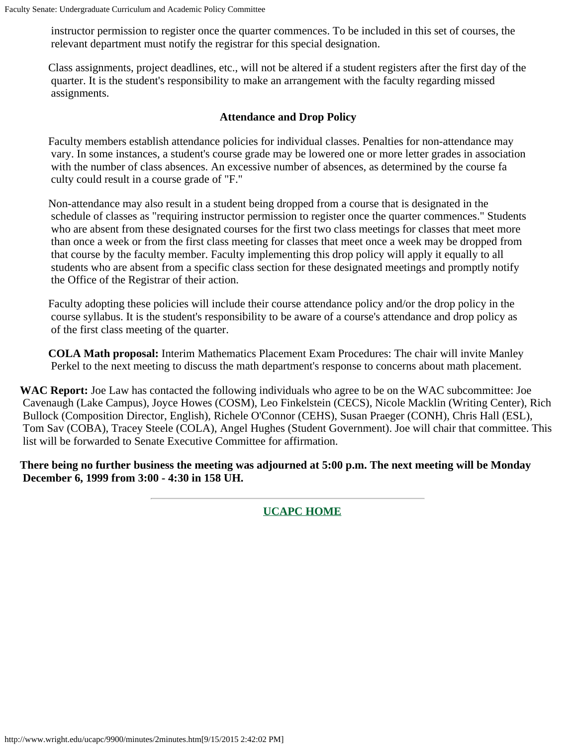instructor permission to register once the quarter commences. To be included in this set of courses, the relevant department must notify the registrar for this special designation.

Class assignments, project deadlines, etc., will not be altered if a student registers after the first day of the quarter. It is the student's responsibility to make an arrangement with the faculty regarding missed assignments.

**Attendance and Drop Policy**

Faculty members establish attendance policies for individual classes. Penalties for non-attendance may vary. In some instances, a student's course grade may be lowered one or more letter grades in association with the number of class absences. An excessive number of absences, as determined by the course fa culty could result in a course grade of "F."

Non-attendance may also result in a student being dropped from a course that is designated in the schedule of classes as "requiring instructor permission to register once the quarter commences." Students who are absent from these designated courses for the first two class meetings for classes that meet more than once a week or from the first class meeting for classes that meet once a week may be dropped from that course by the faculty member. Faculty implementing this drop policy will apply it equally to all students who are absent from a specific class section for these designated meetings and promptly notify the Office of the Registrar of their action.

Faculty adopting these policies will include their course attendance policy and/or the drop policy in the course syllabus. It is the student's responsibility to be aware of a course's attendance and drop policy as of the first class meeting of the quarter.

**COLA Math proposal:** Interim Mathematics Placement Exam Procedures: The chair will invite Manley Perkel to the next meeting to discuss the math department's response to concerns about math placement.

**WAC Report:** Joe Law has contacted the following individuals who agree to be on the WAC subcommittee: Joe Cavenaugh (Lake Campus), Joyce Howes (COSM), Leo Finkelstein (CECS), Nicole Macklin (Writing Center), Rich Bullock (Composition Director, English), Richele O'Connor (CEHS), Susan Praeger (CONH), Chris Hall (ESL), Tom Sav (COBA), Tracey Steele (COLA), Angel Hughes (Student Government). Joe will chair that committee. This list will be forwarded to Senate Executive Committee for affirmation.

**There being no further business the meeting was adjourned at 5:00 p.m. The next meeting will be Monday December 6, 1999 from 3:00 - 4:30 in 158 UH.**

---

**UCAPC HOME**